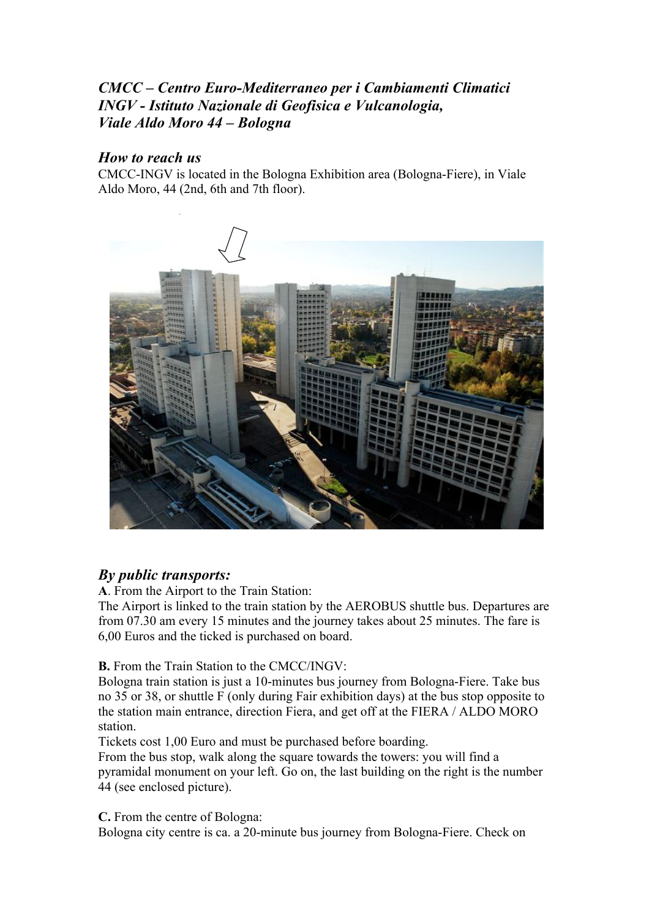## *CMCC – Centro Euro-Mediterraneo per i Cambiamenti Climatici*
## *INGV - Istituto Nazionale di Geofisica e Vulcanologia,*
## *Viale Aldo Moro 44 – Bologna*

### *How to reach us*

CMCC-INGV is located in the Bologna Exhibition area (Bologna-Fiere), in Viale Aldo Moro, 44 (2nd, 6th and 7th floor).

### *By public transports:*

**A**. From the Airport to the Train Station:
The Airport is linked to the train station by the AEROBUS shuttle bus. Departures are from 07.30 am every 15 minutes and the journey takes about 25 minutes. The fare is 6,00 Euros and the ticked is purchased on board.

**B.** From the Train Station to the CMCC/INGV:
Bologna train station is just a 10-minutes bus journey from Bologna-Fiere. Take bus no 35 or 38, or shuttle F (only during Fair exhibition days) at the bus stop opposite to the station main entrance, direction Fiera, and get off at the FIERA / ALDO MORO station.
Tickets cost 1,00 Euro and must be purchased before boarding.
From the bus stop, walk along the square towards the towers: you will find a pyramidal monument on your left. Go on, the last building on the right is the number 44 (see enclosed picture).

**C.** From the centre of Bologna:
Bologna city centre is ca. a 20-minute bus journey from Bologna-Fiere. Check on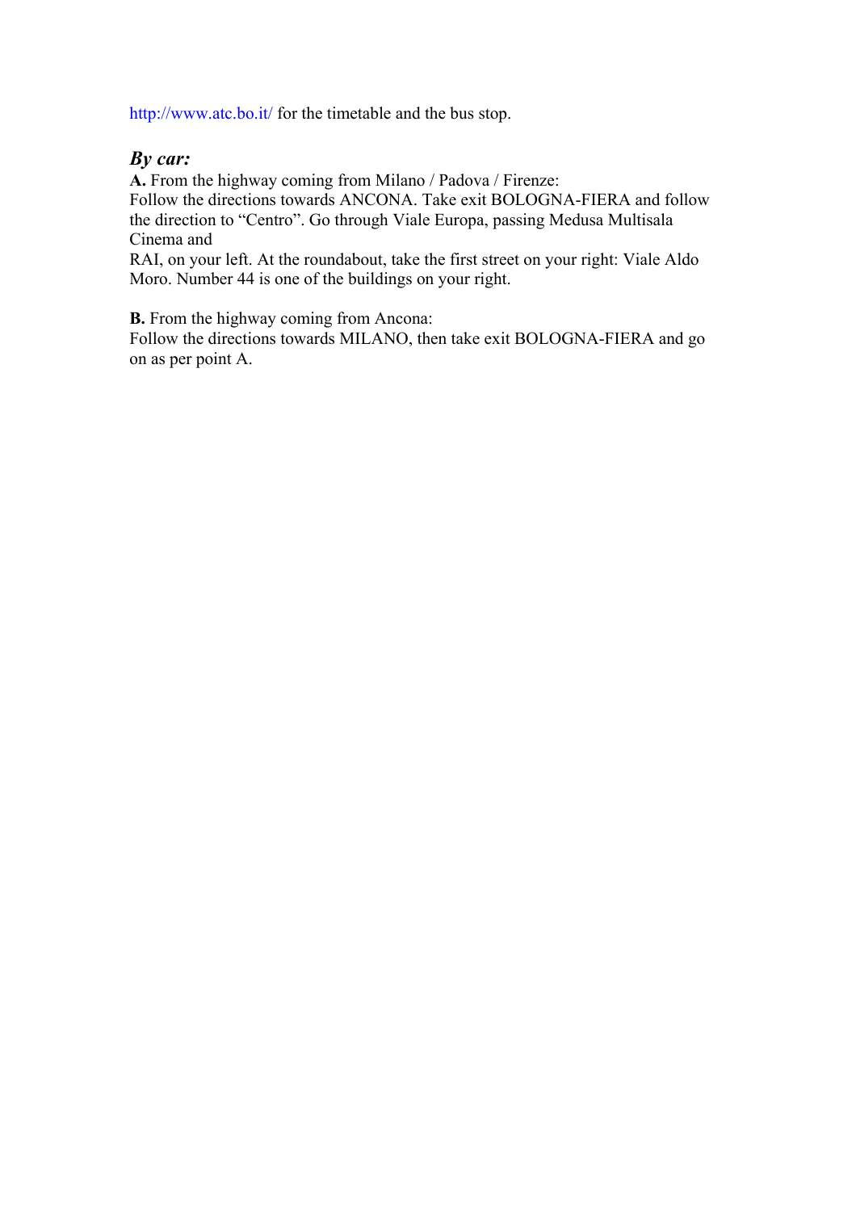http://www.atc.bo.it/ for the timetable and the bus stop.

### *By car:*

**A.** From the highway coming from Milano / Padova / Firenze:
Follow the directions towards ANCONA. Take exit BOLOGNA-FIERA and follow the direction to "Centro". Go through Viale Europa, passing Medusa Multisala Cinema and
RAI, on your left. At the roundabout, take the first street on your right: Viale Aldo Moro. Number 44 is one of the buildings on your right.

**B.** From the highway coming from Ancona:
Follow the directions towards MILANO, then take exit BOLOGNA-FIERA and go on as per point A.